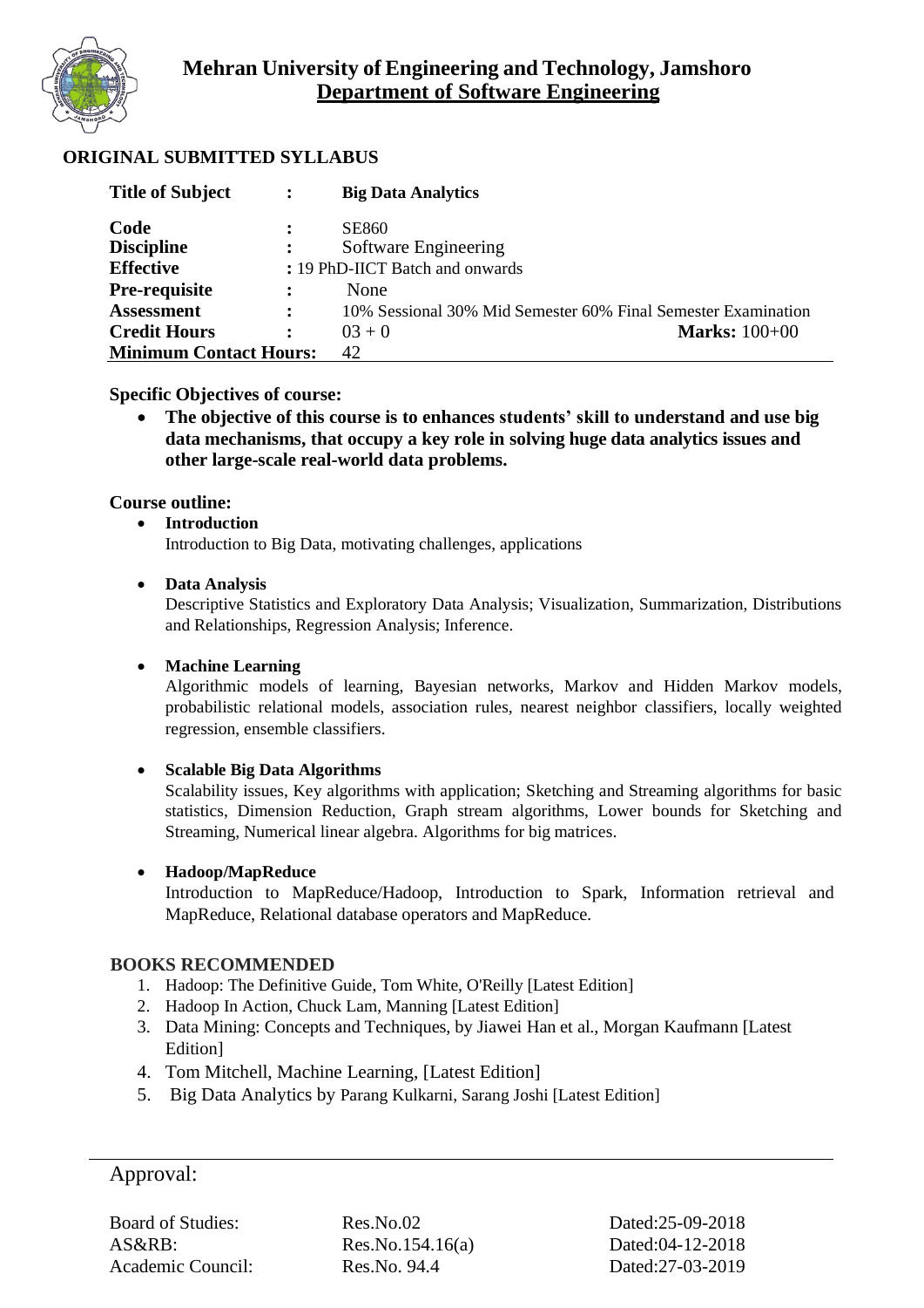# Mehran University of Engineering and Technology, Jamshoro
## Department of Software Engineering

**ORIGINAL SUBMITTED SYLLABUS**

| | | |
|---|---|---|
| **Title of Subject** | : | **Big Data Analytics** |
| **Code** | : | SE860 |
| **Discipline** | : | Software Engineering |
| **Effective** | : | 19 PhD-IICT Batch and onwards |
| **Pre-requisite** | : | None |
| **Assessment** | : | 10% Sessional 30% Mid Semester 60% Final Semester Examination |
| **Credit Hours** | : | 03 + 0 **Marks:** 100+00 |
| **Minimum Contact Hours:** | | 42 |

**Specific Objectives of course:**

- **The objective of this course is to enhances students' skill to understand and use big data mechanisms, that occupy a key role in solving huge data analytics issues and other large-scale real-world data problems.**

**Course outline:**

- **Introduction**
  Introduction to Big Data, motivating challenges, applications

- **Data Analysis**
  Descriptive Statistics and Exploratory Data Analysis; Visualization, Summarization, Distributions and Relationships, Regression Analysis; Inference.

- **Machine Learning**
  Algorithmic models of learning, Bayesian networks, Markov and Hidden Markov models, probabilistic relational models, association rules, nearest neighbor classifiers, locally weighted regression, ensemble classifiers.

- **Scalable Big Data Algorithms**
  Scalability issues, Key algorithms with application; Sketching and Streaming algorithms for basic statistics, Dimension Reduction, Graph stream algorithms, Lower bounds for Sketching and Streaming, Numerical linear algebra. Algorithms for big matrices.

- **Hadoop/MapReduce**
  Introduction to MapReduce/Hadoop, Introduction to Spark, Information retrieval and MapReduce, Relational database operators and MapReduce.

**BOOKS RECOMMENDED**

1. Hadoop: The Definitive Guide, Tom White, O'Reilly [Latest Edition]
2. Hadoop In Action, Chuck Lam, Manning [Latest Edition]
3. Data Mining: Concepts and Techniques, by Jiawei Han et al., Morgan Kaufmann [Latest Edition]
4. Tom Mitchell, Machine Learning, [Latest Edition]
5. Big Data Analytics by Parang Kulkarni, Sarang Joshi [Latest Edition]

---

Approval:

| | | |
|---|---|---|
| Board of Studies: | Res.No.02 | Dated:25-09-2018 |
| AS&RB: | Res.No.154.16(a) | Dated:04-12-2018 |
| Academic Council: | Res.No. 94.4 | Dated:27-03-2019 |